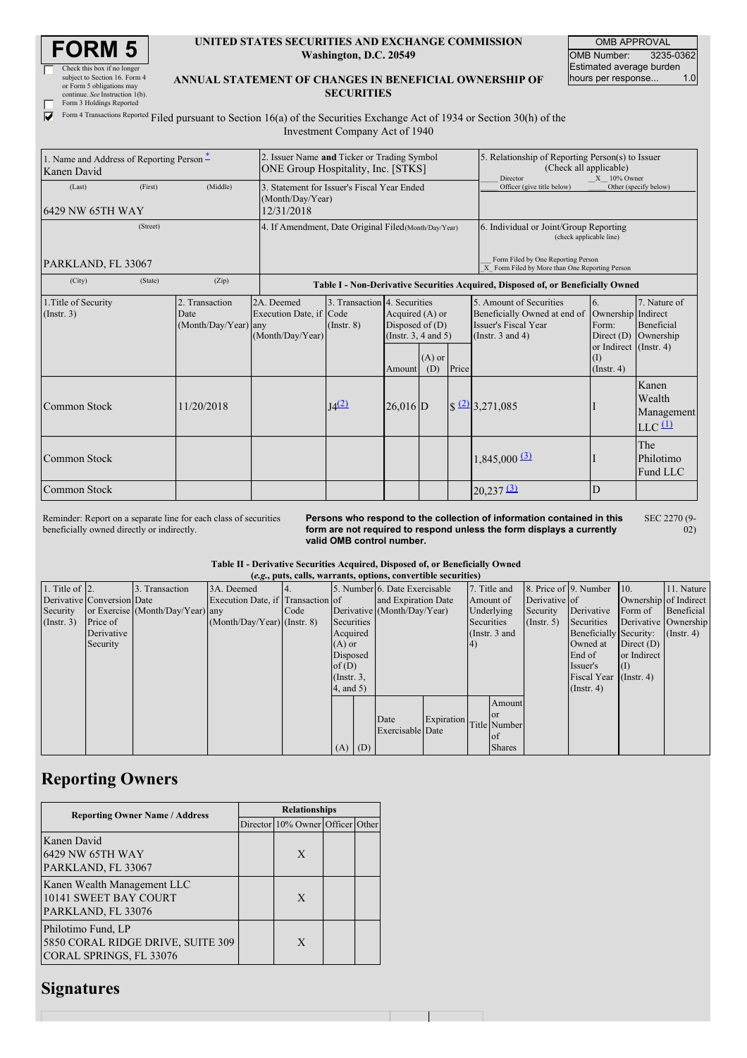# FORM 5

- [ ] Check this box if no longer subject to Section 16. Form 4 or Form 5 obligations may continue. *See* Instruction 1(b).
- [ ] Form 3 Holdings Reported
- [x] Form 4 Transactions Reported

**UNITED STATES SECURITIES AND EXCHANGE COMMISSION**
**Washington, D.C. 20549**

**ANNUAL STATEMENT OF CHANGES IN BENEFICIAL OWNERSHIP OF SECURITIES**

Filed pursuant to Section 16(a) of the Securities Exchange Act of 1934 or Section 30(h) of the Investment Company Act of 1940

| OMB APPROVAL | |
|---|---|
| OMB Number: | 3235-0362 |
| Estimated average burden hours per response... | 1.0 |

| 1. Name and Address of Reporting Person * | 2. Issuer Name and Ticker or Trading Symbol | 5. Relationship of Reporting Person(s) to Issuer (Check all applicable) |
|---|---|---|
| Kanen David | ONE Group Hospitality, Inc. [STKS] | ___ Director __X__ 10% Owner ___ Officer (give title below) ___ Other (specify below) |
| (Last) (First) (Middle) 6429 NW 65TH WAY | 3. Statement for Issuer's Fiscal Year Ended (Month/Day/Year) 12/31/2018 | |
| (Street) PARKLAND, FL 33067 | 4. If Amendment, Date Original Filed(Month/Day/Year) | 6. Individual or Joint/Group Reporting (check applicable line) ___ Form Filed by One Reporting Person _X_ Form Filed by More than One Reporting Person |
| (City) (State) (Zip) | | |

**Table I - Non-Derivative Securities Acquired, Disposed of, or Beneficially Owned**

| 1.Title of Security (Instr. 3) | 2. Transaction Date (Month/Day/Year) | 2A. Deemed Execution Date, if any (Month/Day/Year) | 3. Transaction Code (Instr. 8) | 4. Securities Acquired (A) or Disposed of (D) (Instr. 3, 4 and 5) | | | 5. Amount of Securities Beneficially Owned at end of Issuer's Fiscal Year (Instr. 3 and 4) | 6. Ownership Form: Direct (D) or Indirect (I) (Instr. 4) | 7. Nature of Indirect Beneficial Ownership (Instr. 4) |
|---|---|---|---|---|---|---|---|---|---|
| | | | | Amount | (A) or (D) | Price | | | |
| Common Stock | 11/20/2018 | | J4 [(2)](#) | 26,016 | D | $ [(2)](#) | 3,271,085 | I | Kanen Wealth Management LLC [(1)](#) |
| Common Stock | | | | | | | 1,845,000 [(3)](#) | I | The Philotimo Fund LLC |
| Common Stock | | | | | | | 20,237 [(3)](#) | D | |

Reminder: Report on a separate line for each class of securities beneficially owned directly or indirectly.

**Persons who respond to the collection of information contained in this form are not required to respond unless the form displays a currently valid OMB control number.**

SEC 2270 (9-02)

**Table II - Derivative Securities Acquired, Disposed of, or Beneficially Owned**
**(e.g., puts, calls, warrants, options, convertible securities)**

| 1. Title of Derivative Security (Instr. 3) | 2. Conversion or Exercise Price of Derivative Security | 3. Transaction Date (Month/Day/Year) | 3A. Deemed Execution Date, if any (Month/Day/Year) | 4. Transaction Code (Instr. 8) | 5. Number of Derivative Securities Acquired (A) or Disposed of (D) (Instr. 3, 4, and 5) | | 6. Date Exercisable and Expiration Date (Month/Day/Year) | | 7. Title and Amount of Underlying Securities (Instr. 3 and 4) | | 8. Price of Derivative Security (Instr. 5) | 9. Number of Derivative Securities Beneficially Owned at End of Issuer's Fiscal Year (Instr. 4) | 10. Ownership Form of Derivative Security: Direct (D) or Indirect (I) (Instr. 4) | 11. Nature of Indirect Beneficial Ownership (Instr. 4) |
|---|---|---|---|---|---|---|---|---|---|---|---|---|---|---|
| | | | | | (A) | (D) | Date Exercisable | Expiration Date | Title | Amount or Number of Shares | | | | |

## Reporting Owners

| Reporting Owner Name / Address | Relationships | | | |
|---|---|---|---|---|
| | Director | 10% Owner | Officer | Other |
| Kanen David<br>6429 NW 65TH WAY<br>PARKLAND, FL 33067 | | X | | |
| Kanen Wealth Management LLC<br>10141 SWEET BAY COURT<br>PARKLAND, FL 33076 | | X | | |
| Philotimo Fund, LP<br>5850 CORAL RIDGE DRIVE, SUITE 309<br>CORAL SPRINGS, FL 33076 | | X | | |

## Signatures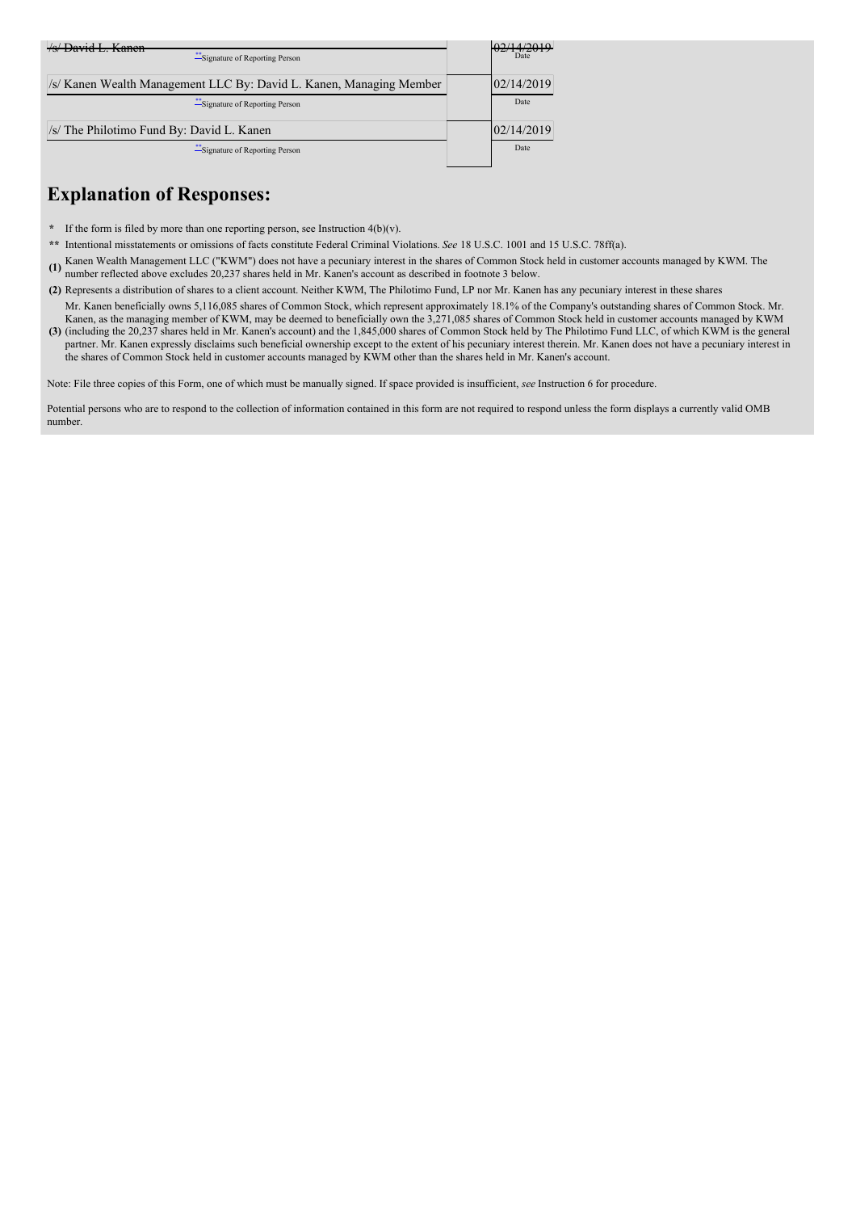| | |
|---|---|
| /s/ David L. Kanen | 02/14/2019 |
| ** Signature of Reporting Person | Date |
| /s/ Kanen Wealth Management LLC By: David L. Kanen, Managing Member | 02/14/2019 |
| ** Signature of Reporting Person | Date |
| /s/ The Philotimo Fund By: David L. Kanen | 02/14/2019 |
| ** Signature of Reporting Person | Date |

## Explanation of Responses:

\* If the form is filed by more than one reporting person, see Instruction 4(b)(v).

\** Intentional misstatements or omissions of facts constitute Federal Criminal Violations. *See* 18 U.S.C. 1001 and 15 U.S.C. 78ff(a).

**(1)** Kanen Wealth Management LLC ("KWM") does not have a pecuniary interest in the shares of Common Stock held in customer accounts managed by KWM. The number reflected above excludes 20,237 shares held in Mr. Kanen's account as described in footnote 3 below.

**(2)** Represents a distribution of shares to a client account. Neither KWM, The Philotimo Fund, LP nor Mr. Kanen has any pecuniary interest in these shares

**(3)** Mr. Kanen beneficially owns 5,116,085 shares of Common Stock, which represent approximately 18.1% of the Company's outstanding shares of Common Stock. Mr. Kanen, as the managing member of KWM, may be deemed to beneficially own the 3,271,085 shares of Common Stock held in customer accounts managed by KWM (including the 20,237 shares held in Mr. Kanen's account) and the 1,845,000 shares of Common Stock held by The Philotimo Fund LLC, of which KWM is the general partner. Mr. Kanen expressly disclaims such beneficial ownership except to the extent of his pecuniary interest therein. Mr. Kanen does not have a pecuniary interest in the shares of Common Stock held in customer accounts managed by KWM other than the shares held in Mr. Kanen's account.

Note: File three copies of this Form, one of which must be manually signed. If space provided is insufficient, *see* Instruction 6 for procedure.

Potential persons who are to respond to the collection of information contained in this form are not required to respond unless the form displays a currently valid OMB number.